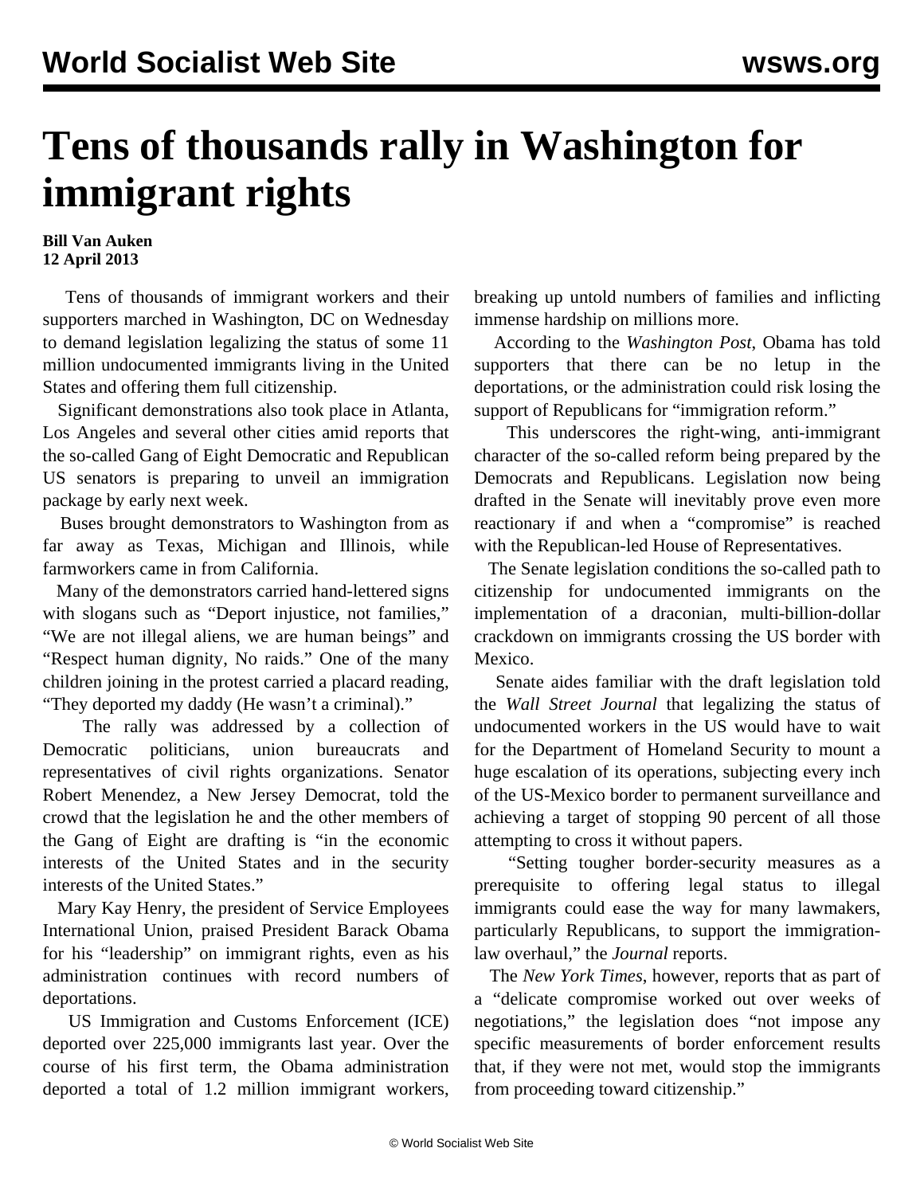# Tens of thousands rally in Washington for immigrant rights

**Bill Van Auken**
**12 April 2013**

Tens of thousands of immigrant workers and their supporters marched in Washington, DC on Wednesday to demand legislation legalizing the status of some 11 million undocumented immigrants living in the United States and offering them full citizenship.

Significant demonstrations also took place in Atlanta, Los Angeles and several other cities amid reports that the so-called Gang of Eight Democratic and Republican US senators is preparing to unveil an immigration package by early next week.

Buses brought demonstrators to Washington from as far away as Texas, Michigan and Illinois, while farmworkers came in from California.

Many of the demonstrators carried hand-lettered signs with slogans such as "Deport injustice, not families," "We are not illegal aliens, we are human beings" and "Respect human dignity, No raids." One of the many children joining in the protest carried a placard reading, "They deported my daddy (He wasn't a criminal)."

The rally was addressed by a collection of Democratic politicians, union bureaucrats and representatives of civil rights organizations. Senator Robert Menendez, a New Jersey Democrat, told the crowd that the legislation he and the other members of the Gang of Eight are drafting is "in the economic interests of the United States and in the security interests of the United States."

Mary Kay Henry, the president of Service Employees International Union, praised President Barack Obama for his "leadership" on immigrant rights, even as his administration continues with record numbers of deportations.

US Immigration and Customs Enforcement (ICE) deported over 225,000 immigrants last year. Over the course of his first term, the Obama administration deported a total of 1.2 million immigrant workers, breaking up untold numbers of families and inflicting immense hardship on millions more.

According to the *Washington Post*, Obama has told supporters that there can be no letup in the deportations, or the administration could risk losing the support of Republicans for "immigration reform."

This underscores the right-wing, anti-immigrant character of the so-called reform being prepared by the Democrats and Republicans. Legislation now being drafted in the Senate will inevitably prove even more reactionary if and when a "compromise" is reached with the Republican-led House of Representatives.

The Senate legislation conditions the so-called path to citizenship for undocumented immigrants on the implementation of a draconian, multi-billion-dollar crackdown on immigrants crossing the US border with Mexico.

Senate aides familiar with the draft legislation told the *Wall Street Journal* that legalizing the status of undocumented workers in the US would have to wait for the Department of Homeland Security to mount a huge escalation of its operations, subjecting every inch of the US-Mexico border to permanent surveillance and achieving a target of stopping 90 percent of all those attempting to cross it without papers.

"Setting tougher border-security measures as a prerequisite to offering legal status to illegal immigrants could ease the way for many lawmakers, particularly Republicans, to support the immigration-law overhaul," the *Journal* reports.

The *New York Times*, however, reports that as part of a "delicate compromise worked out over weeks of negotiations," the legislation does "not impose any specific measurements of border enforcement results that, if they were not met, would stop the immigrants from proceeding toward citizenship."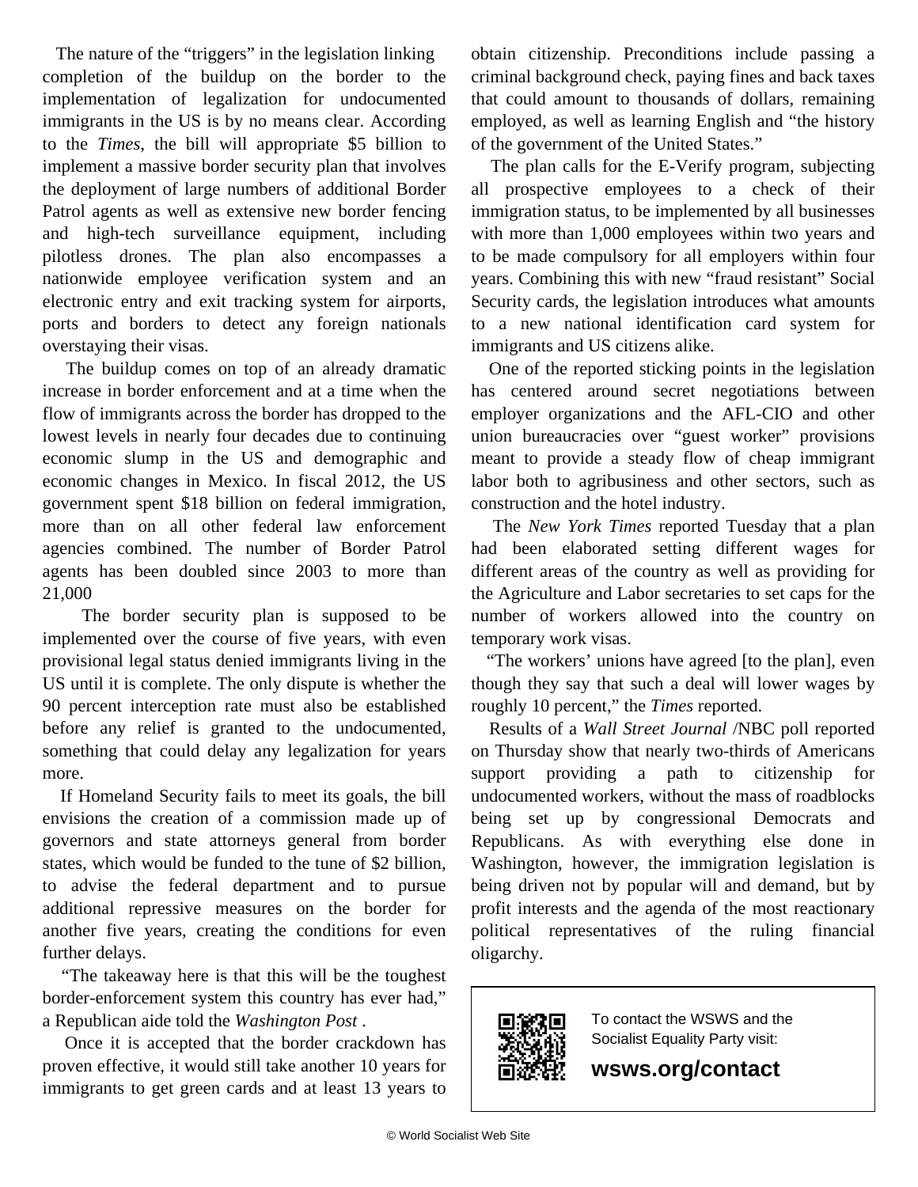The nature of the "triggers" in the legislation linking completion of the buildup on the border to the implementation of legalization for undocumented immigrants in the US is by no means clear. According to the *Times*, the bill will appropriate $5 billion to implement a massive border security plan that involves the deployment of large numbers of additional Border Patrol agents as well as extensive new border fencing and high-tech surveillance equipment, including pilotless drones. The plan also encompasses a nationwide employee verification system and an electronic entry and exit tracking system for airports, ports and borders to detect any foreign nationals overstaying their visas.

The buildup comes on top of an already dramatic increase in border enforcement and at a time when the flow of immigrants across the border has dropped to the lowest levels in nearly four decades due to continuing economic slump in the US and demographic and economic changes in Mexico. In fiscal 2012, the US government spent $18 billion on federal immigration, more than on all other federal law enforcement agencies combined. The number of Border Patrol agents has been doubled since 2003 to more than 21,000

The border security plan is supposed to be implemented over the course of five years, with even provisional legal status denied immigrants living in the US until it is complete. The only dispute is whether the 90 percent interception rate must also be established before any relief is granted to the undocumented, something that could delay any legalization for years more.

If Homeland Security fails to meet its goals, the bill envisions the creation of a commission made up of governors and state attorneys general from border states, which would be funded to the tune of $2 billion, to advise the federal department and to pursue additional repressive measures on the border for another five years, creating the conditions for even further delays.

"The takeaway here is that this will be the toughest border-enforcement system this country has ever had," a Republican aide told the *Washington Post* .

Once it is accepted that the border crackdown has proven effective, it would still take another 10 years for immigrants to get green cards and at least 13 years to obtain citizenship. Preconditions include passing a criminal background check, paying fines and back taxes that could amount to thousands of dollars, remaining employed, as well as learning English and "the history of the government of the United States."

The plan calls for the E-Verify program, subjecting all prospective employees to a check of their immigration status, to be implemented by all businesses with more than 1,000 employees within two years and to be made compulsory for all employers within four years. Combining this with new "fraud resistant" Social Security cards, the legislation introduces what amounts to a new national identification card system for immigrants and US citizens alike.

One of the reported sticking points in the legislation has centered around secret negotiations between employer organizations and the AFL-CIO and other union bureaucracies over "guest worker" provisions meant to provide a steady flow of cheap immigrant labor both to agribusiness and other sectors, such as construction and the hotel industry.

The *New York Times* reported Tuesday that a plan had been elaborated setting different wages for different areas of the country as well as providing for the Agriculture and Labor secretaries to set caps for the number of workers allowed into the country on temporary work visas.

"The workers' unions have agreed [to the plan], even though they say that such a deal will lower wages by roughly 10 percent," the *Times* reported.

Results of a *Wall Street Journal* /NBC poll reported on Thursday show that nearly two-thirds of Americans support providing a path to citizenship for undocumented workers, without the mass of roadblocks being set up by congressional Democrats and Republicans. As with everything else done in Washington, however, the immigration legislation is being driven not by popular will and demand, but by profit interests and the agenda of the most reactionary political representatives of the ruling financial oligarchy.

To contact the WSWS and the Socialist Equality Party visit:

**wsws.org/contact**